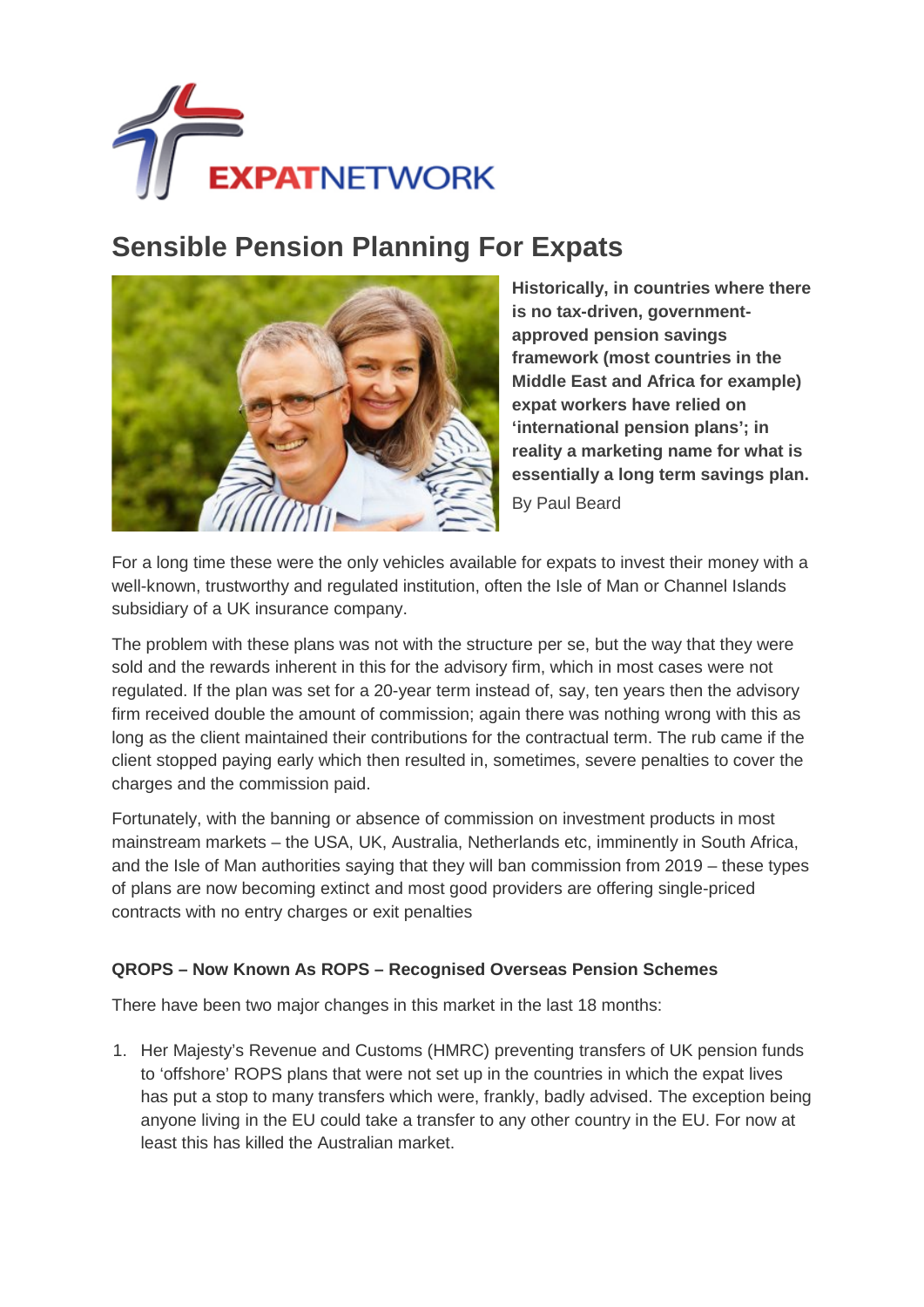EXPATNETWORK

# Sensible Pension Planning For Expats

**Historically, in countries where there is no tax-driven, government-approved pension savings framework (most countries in the Middle East and Africa for example) expat workers have relied on 'international pension plans'; in reality a marketing name for what is essentially a long term savings plan.**

By Paul Beard

For a long time these were the only vehicles available for expats to invest their money with a well-known, trustworthy and regulated institution, often the Isle of Man or Channel Islands subsidiary of a UK insurance company.

The problem with these plans was not with the structure per se, but the way that they were sold and the rewards inherent in this for the advisory firm, which in most cases were not regulated. If the plan was set for a 20-year term instead of, say, ten years then the advisory firm received double the amount of commission; again there was nothing wrong with this as long as the client maintained their contributions for the contractual term. The rub came if the client stopped paying early which then resulted in, sometimes, severe penalties to cover the charges and the commission paid.

Fortunately, with the banning or absence of commission on investment products in most mainstream markets – the USA, UK, Australia, Netherlands etc, imminently in South Africa, and the Isle of Man authorities saying that they will ban commission from 2019 – these types of plans are now becoming extinct and most good providers are offering single-priced contracts with no entry charges or exit penalties

### QROPS – Now Known As ROPS – Recognised Overseas Pension Schemes

There have been two major changes in this market in the last 18 months:

1. Her Majesty's Revenue and Customs (HMRC) preventing transfers of UK pension funds to 'offshore' ROPS plans that were not set up in the countries in which the expat lives has put a stop to many transfers which were, frankly, badly advised. The exception being anyone living in the EU could take a transfer to any other country in the EU. For now at least this has killed the Australian market.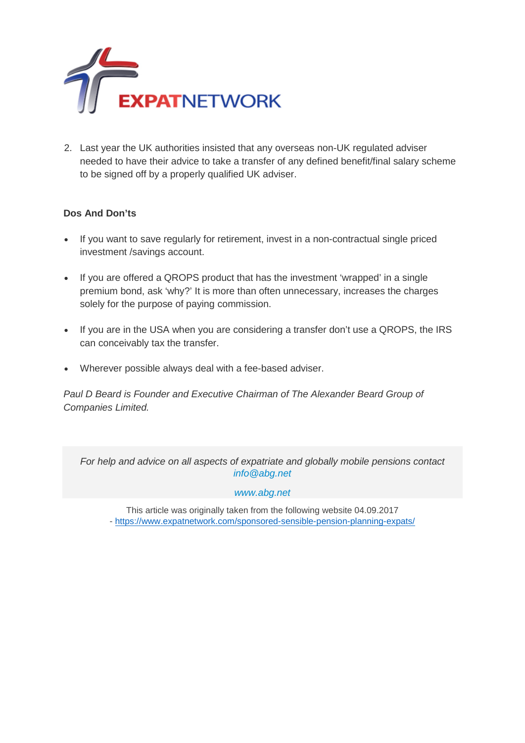2. Last year the UK authorities insisted that any overseas non-UK regulated adviser needed to have their advice to take a transfer of any defined benefit/final salary scheme to be signed off by a properly qualified UK adviser.

**Dos And Don'ts**

- If you want to save regularly for retirement, invest in a non-contractual single priced investment /savings account.
- If you are offered a QROPS product that has the investment 'wrapped' in a single premium bond, ask 'why?' It is more than often unnecessary, increases the charges solely for the purpose of paying commission.
- If you are in the USA when you are considering a transfer don't use a QROPS, the IRS can conceivably tax the transfer.
- Wherever possible always deal with a fee-based adviser.

*Paul D Beard is Founder and Executive Chairman of The Alexander Beard Group of Companies Limited.*

*For help and advice on all aspects of expatriate and globally mobile pensions contact info@abg.net*

*www.abg.net*

This article was originally taken from the following website 04.09.2017 - https://www.expatnetwork.com/sponsored-sensible-pension-planning-expats/